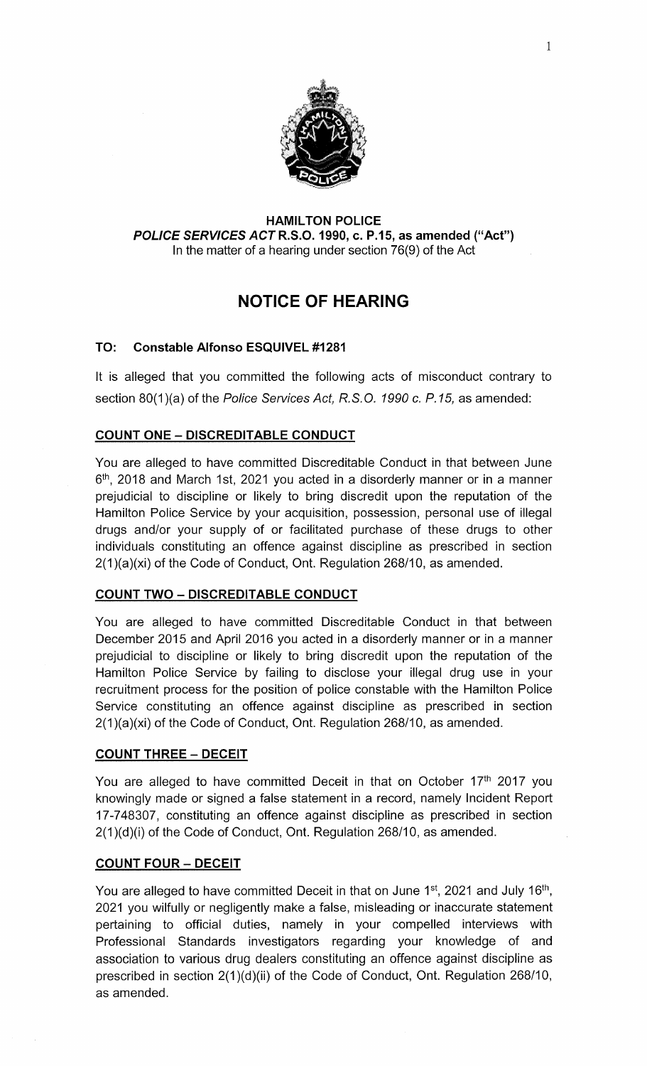**HAMILTON POLICE**
***POLICE SERVICES ACT* R.S.O. 1990, c. P.15, as amended ("Act")**
In the matter of a hearing under section 76(9) of the Act

# NOTICE OF HEARING

**TO: Constable Alfonso ESQUIVEL #1281**

It is alleged that you committed the following acts of misconduct contrary to section 80(1)(a) of the *Police Services Act, R.S.O. 1990 c. P.15,* as amended:

## COUNT ONE – DISCREDITABLE CONDUCT

You are alleged to have committed Discreditable Conduct in that between June 6th, 2018 and March 1st, 2021 you acted in a disorderly manner or in a manner prejudicial to discipline or likely to bring discredit upon the reputation of the Hamilton Police Service by your acquisition, possession, personal use of illegal drugs and/or your supply of or facilitated purchase of these drugs to other individuals constituting an offence against discipline as prescribed in section 2(1)(a)(xi) of the Code of Conduct, Ont. Regulation 268/10, as amended.

## COUNT TWO – DISCREDITABLE CONDUCT

You are alleged to have committed Discreditable Conduct in that between December 2015 and April 2016 you acted in a disorderly manner or in a manner prejudicial to discipline or likely to bring discredit upon the reputation of the Hamilton Police Service by failing to disclose your illegal drug use in your recruitment process for the position of police constable with the Hamilton Police Service constituting an offence against discipline as prescribed in section 2(1)(a)(xi) of the Code of Conduct, Ont. Regulation 268/10, as amended.

## COUNT THREE – DECEIT

You are alleged to have committed Deceit in that on October 17th 2017 you knowingly made or signed a false statement in a record, namely Incident Report 17-748307, constituting an offence against discipline as prescribed in section 2(1)(d)(i) of the Code of Conduct, Ont. Regulation 268/10, as amended.

## COUNT FOUR – DECEIT

You are alleged to have committed Deceit in that on June 1st, 2021 and July 16th, 2021 you wilfully or negligently make a false, misleading or inaccurate statement pertaining to official duties, namely in your compelled interviews with Professional Standards investigators regarding your knowledge of and association to various drug dealers constituting an offence against discipline as prescribed in section 2(1)(d)(ii) of the Code of Conduct, Ont. Regulation 268/10, as amended.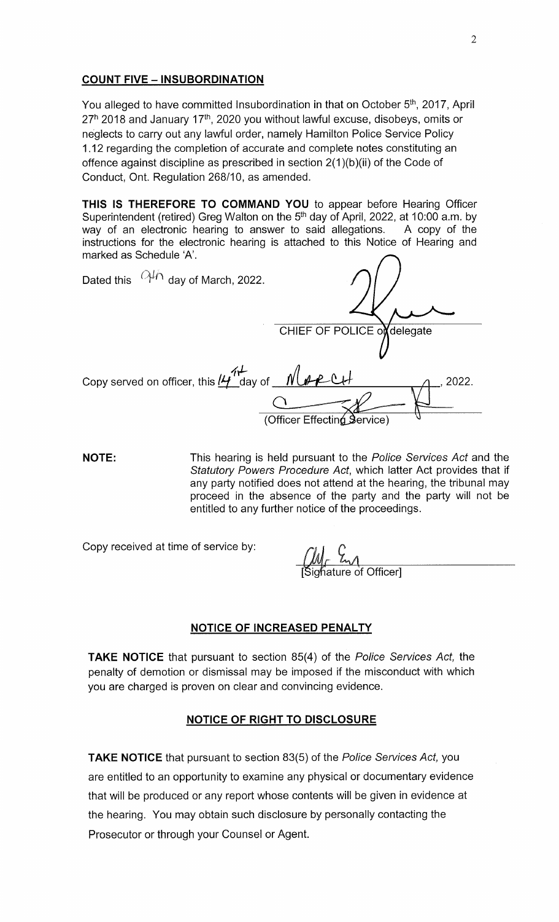**COUNT FIVE – INSUBORDINATION**

You alleged to have committed Insubordination in that on October 5th, 2017, April 27th 2018 and January 17th, 2020 you without lawful excuse, disobeys, omits or neglects to carry out any lawful order, namely Hamilton Police Service Policy 1.12 regarding the completion of accurate and complete notes constituting an offence against discipline as prescribed in section 2(1)(b)(ii) of the Code of Conduct, Ont. Regulation 268/10, as amended.

**THIS IS THEREFORE TO COMMAND YOU** to appear before Hearing Officer Superintendent (retired) Greg Walton on the 5th day of April, 2022, at 10:00 a.m. by way of an electronic hearing to answer to said allegations. A copy of the instructions for the electronic hearing is attached to this Notice of Hearing and marked as Schedule 'A'.

Dated this 9th day of March, 2022.

CHIEF OF POLICE or delegate

Copy served on officer, this 14th day of March, 2022.

(Officer Effecting Service)

**NOTE:** This hearing is held pursuant to the *Police Services Act* and the *Statutory Powers Procedure Act*, which latter Act provides that if any party notified does not attend at the hearing, the tribunal may proceed in the absence of the party and the party will not be entitled to any further notice of the proceedings.

Copy received at time of service by:

[Signature of Officer]

**NOTICE OF INCREASED PENALTY**

**TAKE NOTICE** that pursuant to section 85(4) of the *Police Services Act*, the penalty of demotion or dismissal may be imposed if the misconduct with which you are charged is proven on clear and convincing evidence.

**NOTICE OF RIGHT TO DISCLOSURE**

**TAKE NOTICE** that pursuant to section 83(5) of the *Police Services Act*, you are entitled to an opportunity to examine any physical or documentary evidence that will be produced or any report whose contents will be given in evidence at the hearing. You may obtain such disclosure by personally contacting the Prosecutor or through your Counsel or Agent.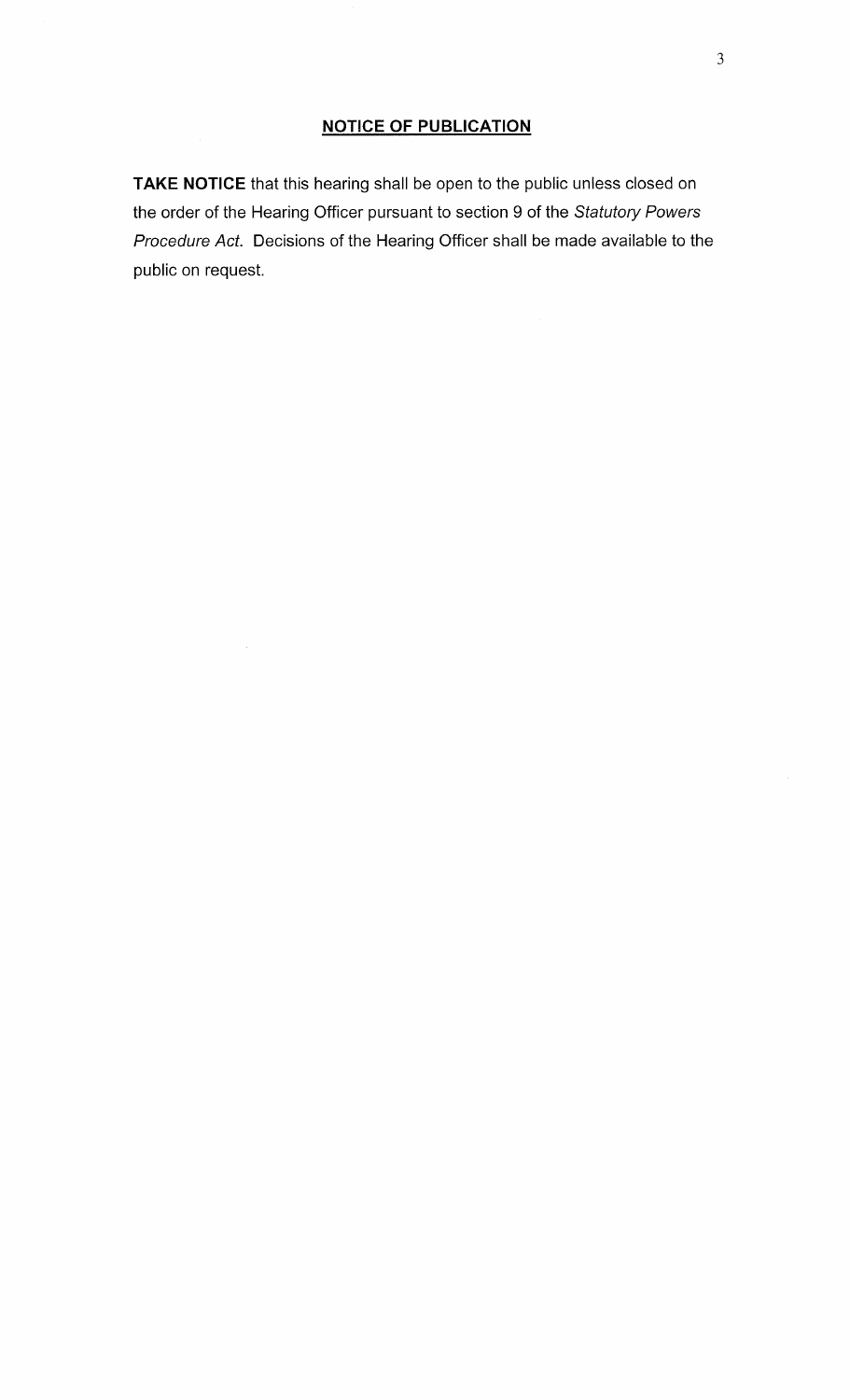## NOTICE OF PUBLICATION

**TAKE NOTICE** that this hearing shall be open to the public unless closed on the order of the Hearing Officer pursuant to section 9 of the *Statutory Powers Procedure Act*. Decisions of the Hearing Officer shall be made available to the public on request.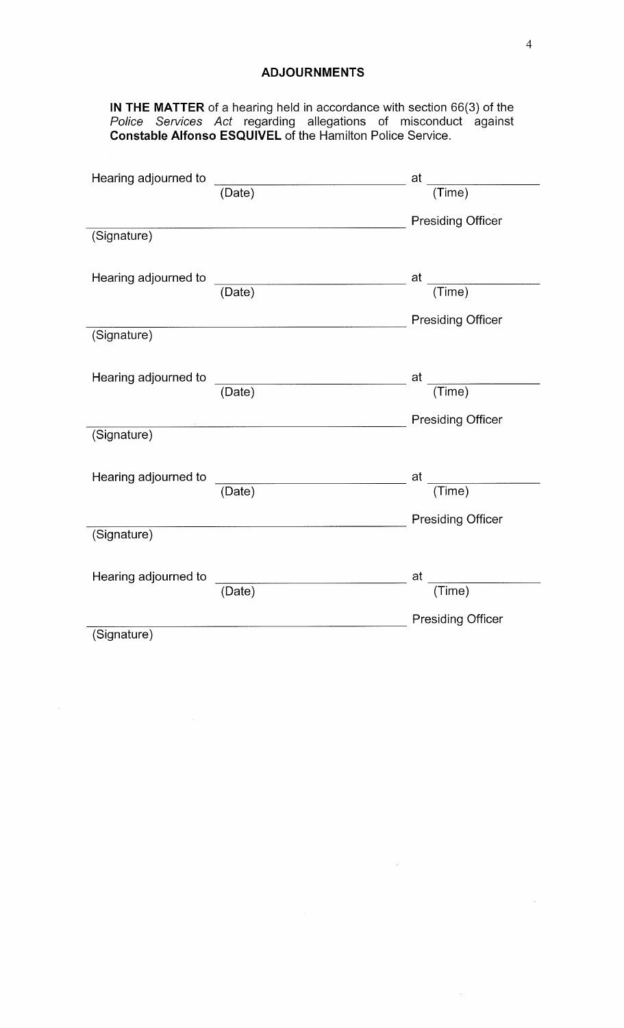## ADJOURNMENTS

**IN THE MATTER** of a hearing held in accordance with section 66(3) of the *Police Services Act* regarding allegations of misconduct against **Constable Alfonso ESQUIVEL** of the Hamilton Police Service.

Hearing adjourned to ______________________ at ______________
(Date) (Time)

______________________________________ Presiding Officer
(Signature)

Hearing adjourned to ______________________ at ______________
(Date) (Time)

______________________________________ Presiding Officer
(Signature)

Hearing adjourned to ______________________ at ______________
(Date) (Time)

______________________________________ Presiding Officer
(Signature)

Hearing adjourned to ______________________ at ______________
(Date) (Time)

______________________________________ Presiding Officer
(Signature)

Hearing adjourned to ______________________ at ______________
(Date) (Time)

______________________________________ Presiding Officer
(Signature)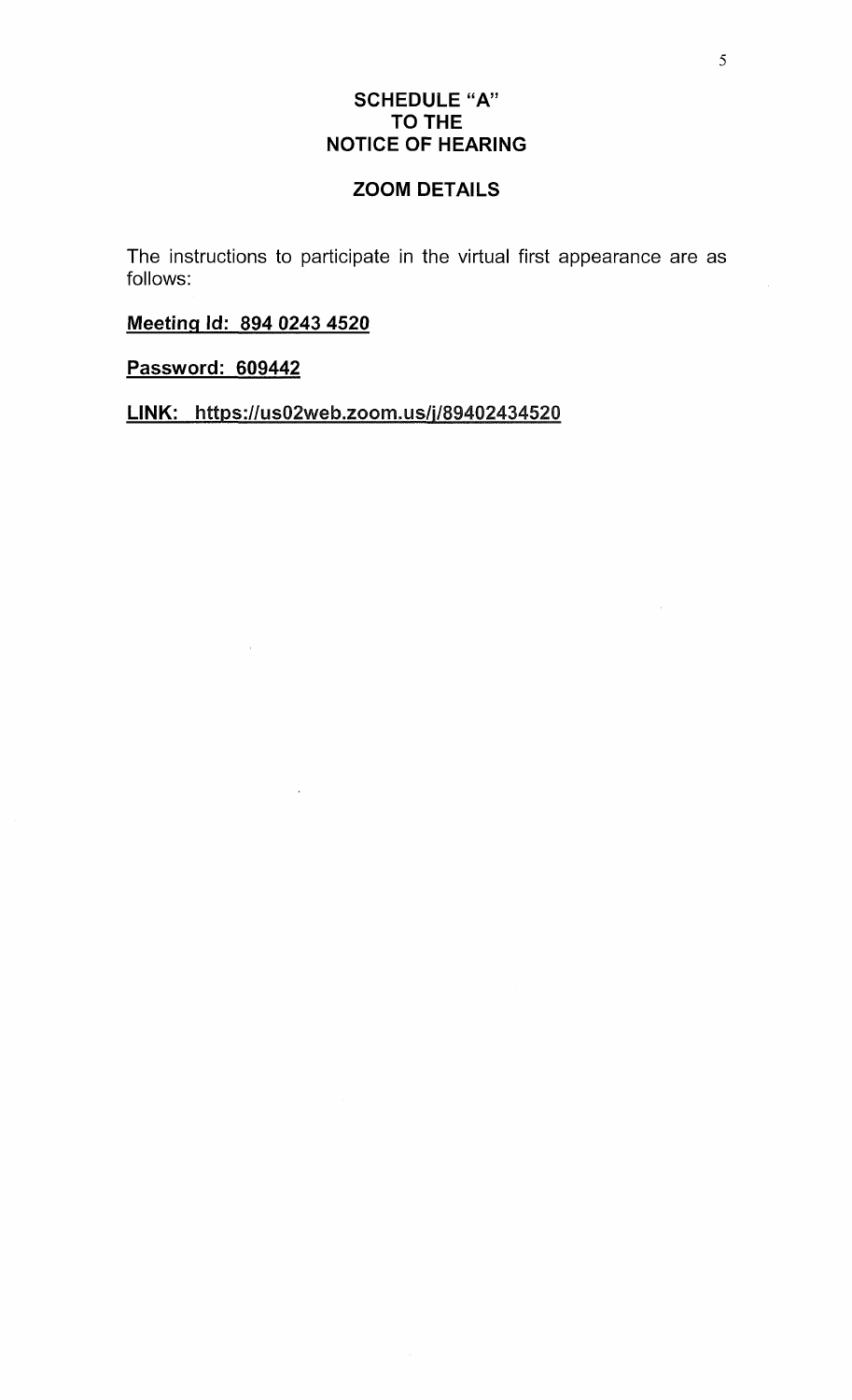# SCHEDULE "A"
# TO THE
# NOTICE OF HEARING

## ZOOM DETAILS

The instructions to participate in the virtual first appearance are as follows:

**Meeting Id: 894 0243 4520**

**Password: 609442**

**LINK: https://us02web.zoom.us/j/89402434520**